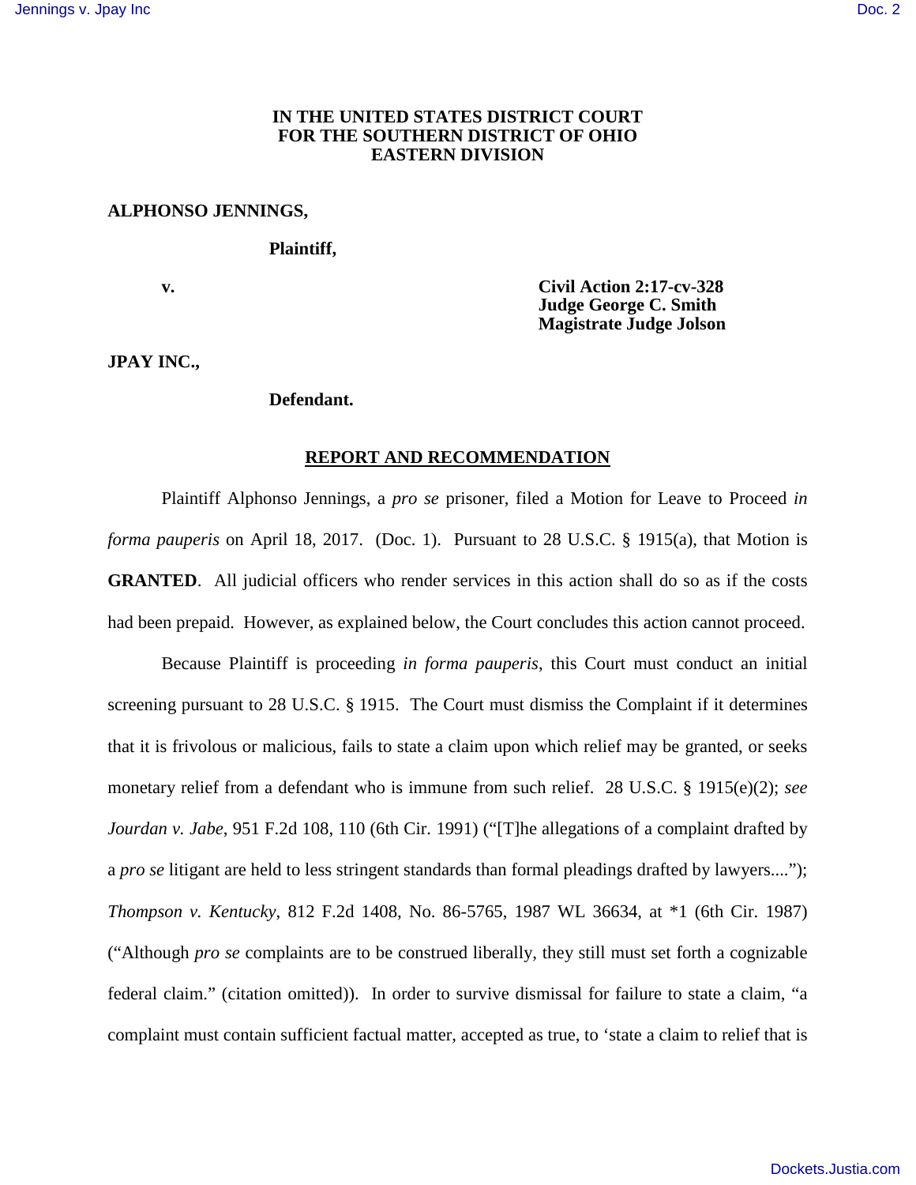**IN THE UNITED STATES DISTRICT COURT**
**FOR THE SOUTHERN DISTRICT OF OHIO**
**EASTERN DIVISION**

**ALPHONSO JENNINGS,**

**Plaintiff,**

**v.**

**Civil Action 2:17-cv-328**
**Judge George C. Smith**
**Magistrate Judge Jolson**

**JPAY INC.,**

**Defendant.**

## REPORT AND RECOMMENDATION

Plaintiff Alphonso Jennings, a *pro se* prisoner, filed a Motion for Leave to Proceed *in forma pauperis* on April 18, 2017. (Doc. 1). Pursuant to 28 U.S.C. § 1915(a), that Motion is **GRANTED**. All judicial officers who render services in this action shall do so as if the costs had been prepaid. However, as explained below, the Court concludes this action cannot proceed.

Because Plaintiff is proceeding *in forma pauperis*, this Court must conduct an initial screening pursuant to 28 U.S.C. § 1915. The Court must dismiss the Complaint if it determines that it is frivolous or malicious, fails to state a claim upon which relief may be granted, or seeks monetary relief from a defendant who is immune from such relief. 28 U.S.C. § 1915(e)(2); *see Jourdan v. Jabe*, 951 F.2d 108, 110 (6th Cir. 1991) ("[T]he allegations of a complaint drafted by a *pro se* litigant are held to less stringent standards than formal pleadings drafted by lawyers...."); *Thompson v. Kentucky*, 812 F.2d 1408, No. 86-5765, 1987 WL 36634, at *1 (6th Cir. 1987) ("Although *pro se* complaints are to be construed liberally, they still must set forth a cognizable federal claim." (citation omitted)). In order to survive dismissal for failure to state a claim, "a complaint must contain sufficient factual matter, accepted as true, to 'state a claim to relief that is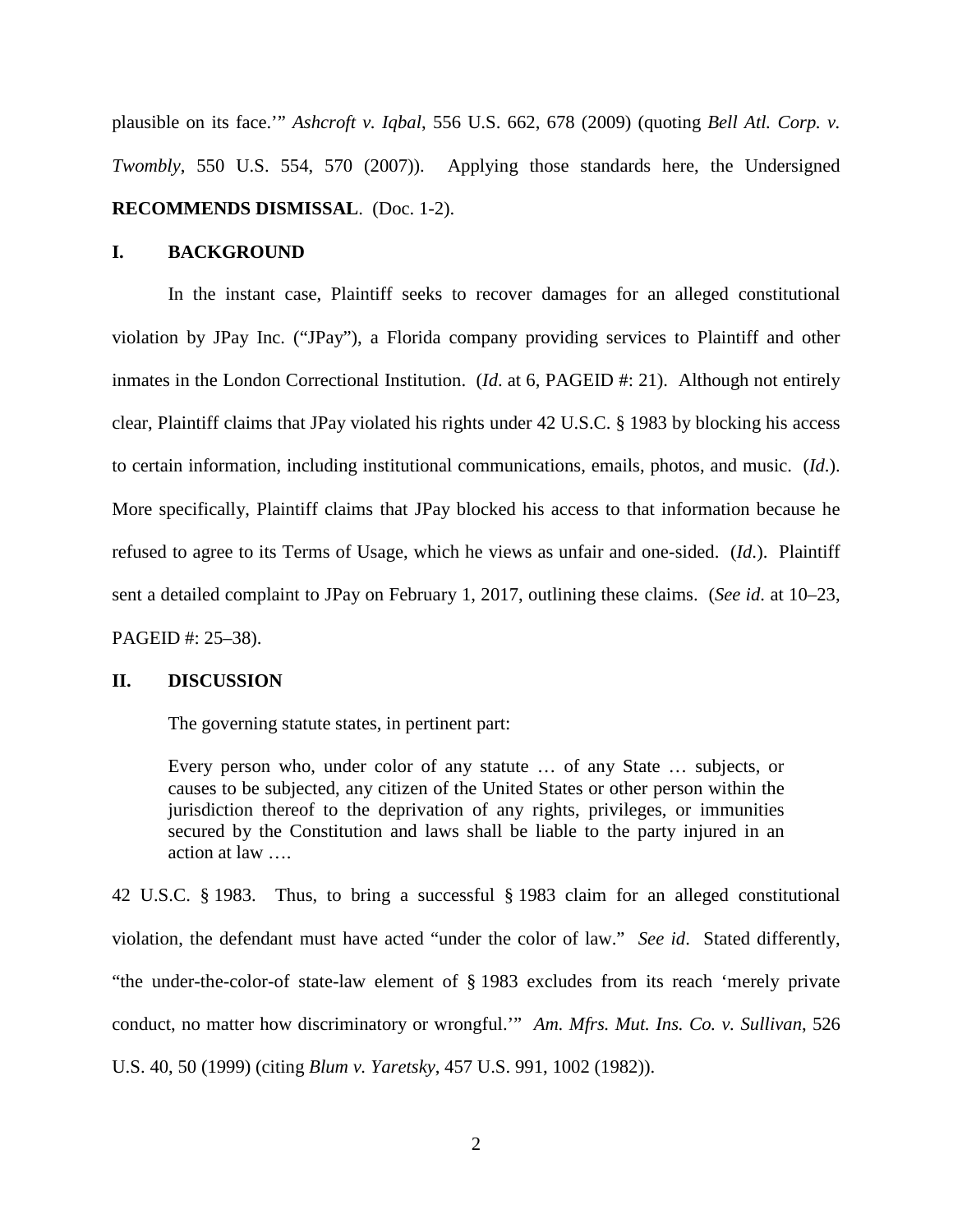plausible on its face.'" *Ashcroft v. Iqbal*, 556 U.S. 662, 678 (2009) (quoting *Bell Atl. Corp. v. Twombly*, 550 U.S. 554, 570 (2007)). Applying those standards here, the Undersigned **RECOMMENDS DISMISSAL**. (Doc. 1-2).

## I. BACKGROUND

In the instant case, Plaintiff seeks to recover damages for an alleged constitutional violation by JPay Inc. ("JPay"), a Florida company providing services to Plaintiff and other inmates in the London Correctional Institution. (*Id*. at 6, PAGEID #: 21). Although not entirely clear, Plaintiff claims that JPay violated his rights under 42 U.S.C. § 1983 by blocking his access to certain information, including institutional communications, emails, photos, and music. (*Id*.). More specifically, Plaintiff claims that JPay blocked his access to that information because he refused to agree to its Terms of Usage, which he views as unfair and one-sided. (*Id*.). Plaintiff sent a detailed complaint to JPay on February 1, 2017, outlining these claims. (*See id*. at 10–23, PAGEID #: 25–38).

## II. DISCUSSION

The governing statute states, in pertinent part:

> Every person who, under color of any statute … of any State … subjects, or causes to be subjected, any citizen of the United States or other person within the jurisdiction thereof to the deprivation of any rights, privileges, or immunities secured by the Constitution and laws shall be liable to the party injured in an action at law ….

42 U.S.C. § 1983. Thus, to bring a successful § 1983 claim for an alleged constitutional violation, the defendant must have acted "under the color of law." *See id*. Stated differently, "the under-the-color-of state-law element of § 1983 excludes from its reach 'merely private conduct, no matter how discriminatory or wrongful.'" *Am. Mfrs. Mut. Ins. Co. v. Sullivan*, 526 U.S. 40, 50 (1999) (citing *Blum v. Yaretsky*, 457 U.S. 991, 1002 (1982)).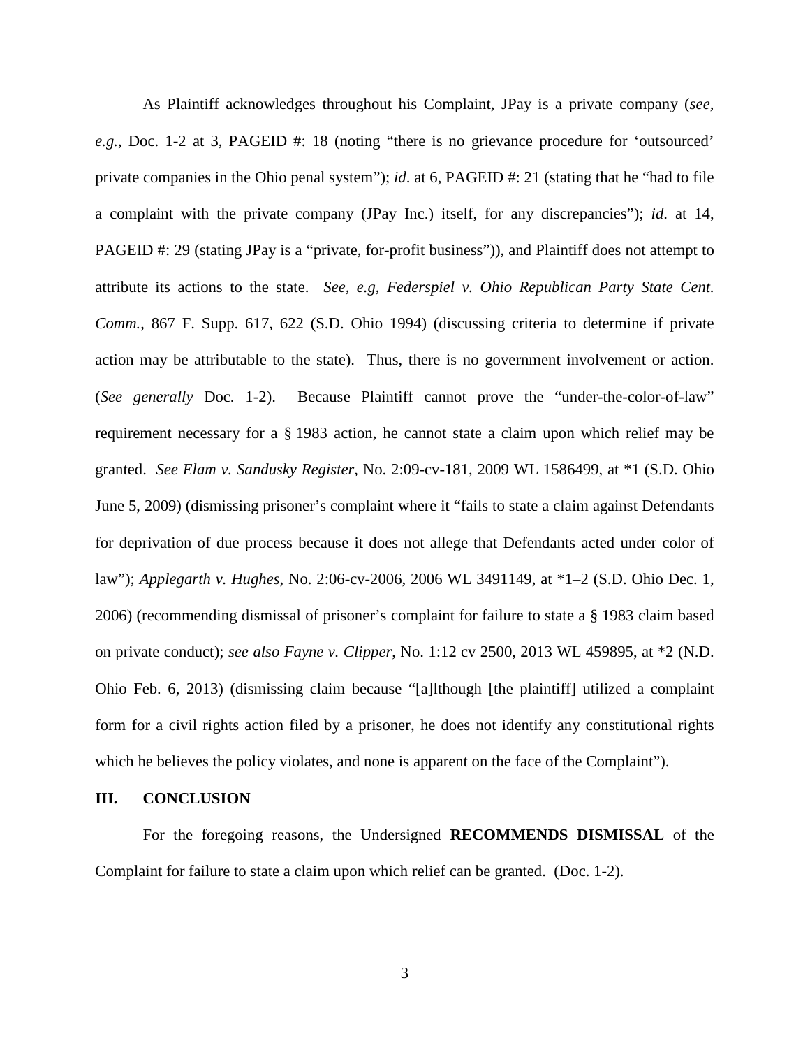As Plaintiff acknowledges throughout his Complaint, JPay is a private company (*see*, *e.g.*, Doc. 1-2 at 3, PAGEID #: 18 (noting "there is no grievance procedure for 'outsourced' private companies in the Ohio penal system"); *id*. at 6, PAGEID #: 21 (stating that he "had to file a complaint with the private company (JPay Inc.) itself, for any discrepancies"); *id*. at 14, PAGEID #: 29 (stating JPay is a "private, for-profit business")), and Plaintiff does not attempt to attribute its actions to the state. *See*, *e.g*, *Federspiel v. Ohio Republican Party State Cent. Comm.*, 867 F. Supp. 617, 622 (S.D. Ohio 1994) (discussing criteria to determine if private action may be attributable to the state). Thus, there is no government involvement or action. (*See generally* Doc. 1-2). Because Plaintiff cannot prove the "under-the-color-of-law" requirement necessary for a § 1983 action, he cannot state a claim upon which relief may be granted. *See Elam v. Sandusky Register*, No. 2:09-cv-181, 2009 WL 1586499, at *1 (S.D. Ohio June 5, 2009) (dismissing prisoner's complaint where it "fails to state a claim against Defendants for deprivation of due process because it does not allege that Defendants acted under color of law"); *Applegarth v. Hughes*, No. 2:06-cv-2006, 2006 WL 3491149, at *1–2 (S.D. Ohio Dec. 1, 2006) (recommending dismissal of prisoner's complaint for failure to state a § 1983 claim based on private conduct); *see also Fayne v. Clipper*, No. 1:12 cv 2500, 2013 WL 459895, at *2 (N.D. Ohio Feb. 6, 2013) (dismissing claim because "[a]lthough [the plaintiff] utilized a complaint form for a civil rights action filed by a prisoner, he does not identify any constitutional rights which he believes the policy violates, and none is apparent on the face of the Complaint").

## III. CONCLUSION

For the foregoing reasons, the Undersigned **RECOMMENDS DISMISSAL** of the Complaint for failure to state a claim upon which relief can be granted. (Doc. 1-2).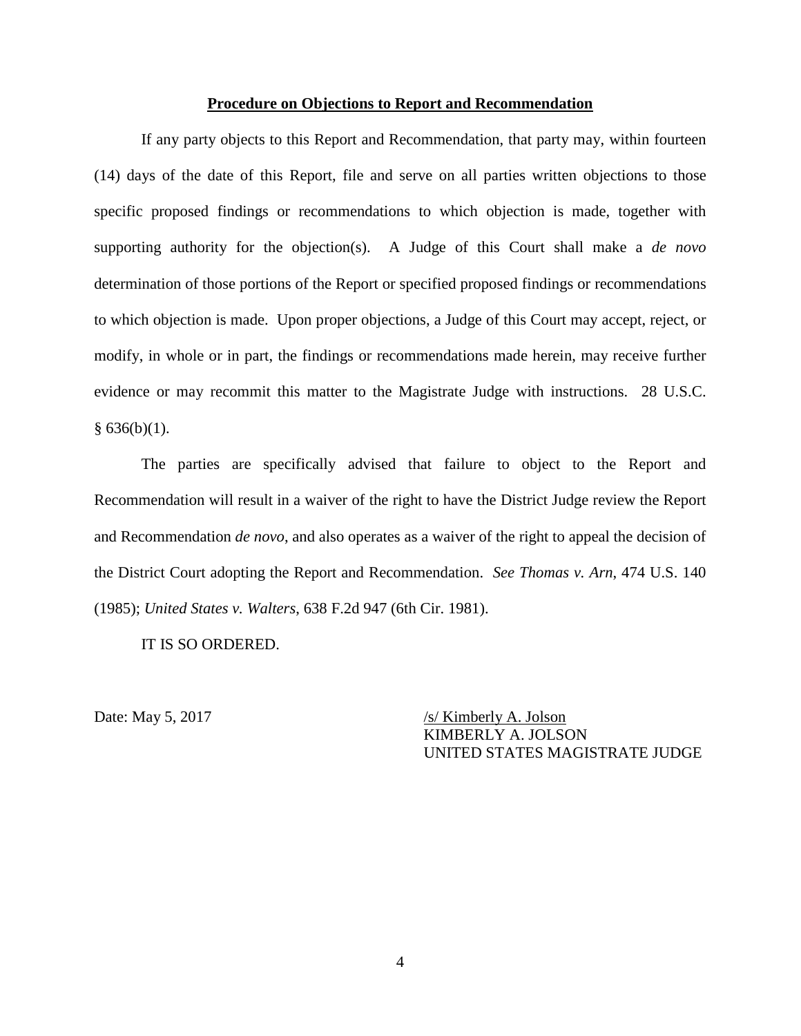**Procedure on Objections to Report and Recommendation**

If any party objects to this Report and Recommendation, that party may, within fourteen (14) days of the date of this Report, file and serve on all parties written objections to those specific proposed findings or recommendations to which objection is made, together with supporting authority for the objection(s). A Judge of this Court shall make a *de novo* determination of those portions of the Report or specified proposed findings or recommendations to which objection is made. Upon proper objections, a Judge of this Court may accept, reject, or modify, in whole or in part, the findings or recommendations made herein, may receive further evidence or may recommit this matter to the Magistrate Judge with instructions. 28 U.S.C. § 636(b)(1).

The parties are specifically advised that failure to object to the Report and Recommendation will result in a waiver of the right to have the District Judge review the Report and Recommendation *de novo*, and also operates as a waiver of the right to appeal the decision of the District Court adopting the Report and Recommendation. *See Thomas v. Arn*, 474 U.S. 140 (1985); *United States v. Walters*, 638 F.2d 947 (6th Cir. 1981).

IT IS SO ORDERED.

Date: May 5, 2017

/s/ Kimberly A. Jolson
KIMBERLY A. JOLSON
UNITED STATES MAGISTRATE JUDGE